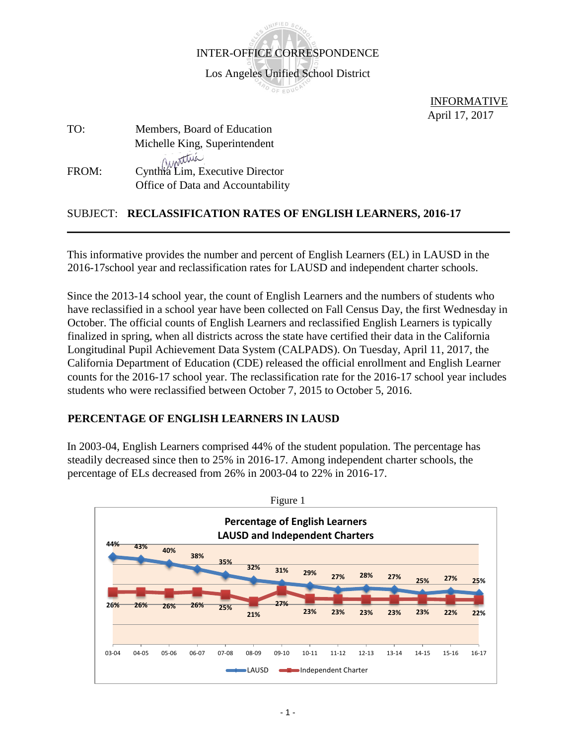INTER-OFFICE CORRESPONDENCE

Los Angeles Unified School District

INFORMATIVE
April 17, 2017

TO: Members, Board of Education
Michelle King, Superintendent

FROM: Cynthia Lim, Executive Director
Office of Data and Accountability

SUBJECT: **RECLASSIFICATION RATES OF ENGLISH LEARNERS, 2016-17**

---

This informative provides the number and percent of English Learners (EL) in LAUSD in the 2016-17school year and reclassification rates for LAUSD and independent charter schools.

Since the 2013-14 school year, the count of English Learners and the numbers of students who have reclassified in a school year have been collected on Fall Census Day, the first Wednesday in October. The official counts of English Learners and reclassified English Learners is typically finalized in spring, when all districts across the state have certified their data in the California Longitudinal Pupil Achievement Data System (CALPADS). On Tuesday, April 11, 2017, the California Department of Education (CDE) released the official enrollment and English Learner counts for the 2016-17 school year. The reclassification rate for the 2016-17 school year includes students who were reclassified between October 7, 2015 to October 5, 2016.

## PERCENTAGE OF ENGLISH LEARNERS IN LAUSD

In 2003-04, English Learners comprised 44% of the student population. The percentage has steadily decreased since then to 25% in 2016-17. Among independent charter schools, the percentage of ELs decreased from 26% in 2003-04 to 22% in 2016-17.

Figure 1

**Percentage of English Learners**
**LAUSD and Independent Charters**

| | 03-04 | 04-05 | 05-06 | 06-07 | 07-08 | 08-09 | 09-10 | 10-11 | 11-12 | 12-13 | 13-14 | 14-15 | 15-16 | 16-17 |
|---|---|---|---|---|---|---|---|---|---|---|---|---|---|---|
| LAUSD | 44% | 43% | 40% | 38% | 35% | 32% | 31% | 29% | 27% | 28% | 27% | 25% | 27% | 25% |
| Independent Charter | 26% | 26% | 26% | 26% | 25% | 21% | 27% | 23% | 23% | 23% | 23% | 23% | 22% | 22% |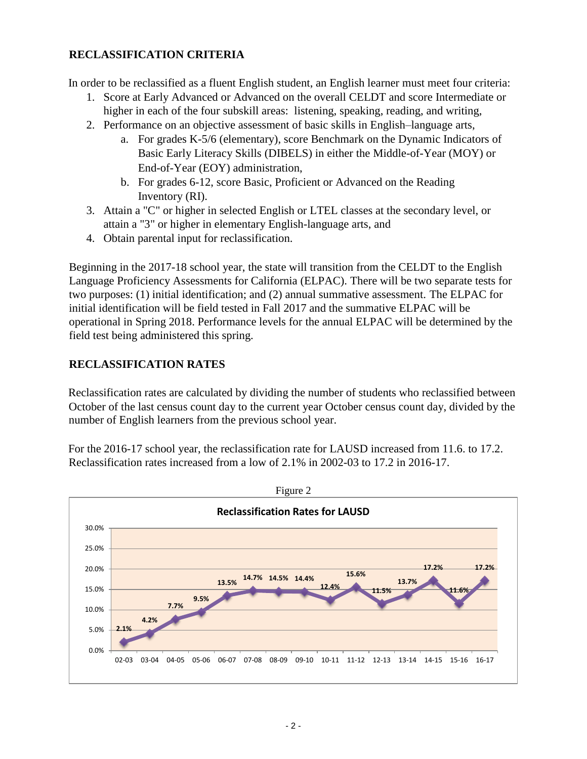## RECLASSIFICATION CRITERIA

In order to be reclassified as a fluent English student, an English learner must meet four criteria:

1. Score at Early Advanced or Advanced on the overall CELDT and score Intermediate or higher in each of the four subskill areas: listening, speaking, reading, and writing,
2. Performance on an objective assessment of basic skills in English–language arts,
   a. For grades K-5/6 (elementary), score Benchmark on the Dynamic Indicators of Basic Early Literacy Skills (DIBELS) in either the Middle-of-Year (MOY) or End-of-Year (EOY) administration,
   b. For grades 6-12, score Basic, Proficient or Advanced on the Reading Inventory (RI).
3. Attain a "C" or higher in selected English or LTEL classes at the secondary level, or attain a "3" or higher in elementary English-language arts, and
4. Obtain parental input for reclassification.

Beginning in the 2017-18 school year, the state will transition from the CELDT to the English Language Proficiency Assessments for California (ELPAC). There will be two separate tests for two purposes: (1) initial identification; and (2) annual summative assessment. The ELPAC for initial identification will be field tested in Fall 2017 and the summative ELPAC will be operational in Spring 2018. Performance levels for the annual ELPAC will be determined by the field test being administered this spring.

## RECLASSIFICATION RATES

Reclassification rates are calculated by dividing the number of students who reclassified between October of the last census count day to the current year October census count day, divided by the number of English learners from the previous school year.

For the 2016-17 school year, the reclassification rate for LAUSD increased from 11.6. to 17.2. Reclassification rates increased from a low of 2.1% in 2002-03 to 17.2 in 2016-17.

Figure 2

**Reclassification Rates for LAUSD**

| Year | 02-03 | 03-04 | 04-05 | 05-06 | 06-07 | 07-08 | 08-09 | 09-10 | 10-11 | 11-12 | 12-13 | 13-14 | 14-15 | 15-16 | 16-17 |
|---|---|---|---|---|---|---|---|---|---|---|---|---|---|---|---|
| Rate | 2.1% | 4.2% | 7.7% | 9.5% | 13.5% | 14.7% | 14.5% | 14.4% | 12.4% | 15.6% | 11.5% | 13.7% | 17.2% | 11.6% | 17.2% |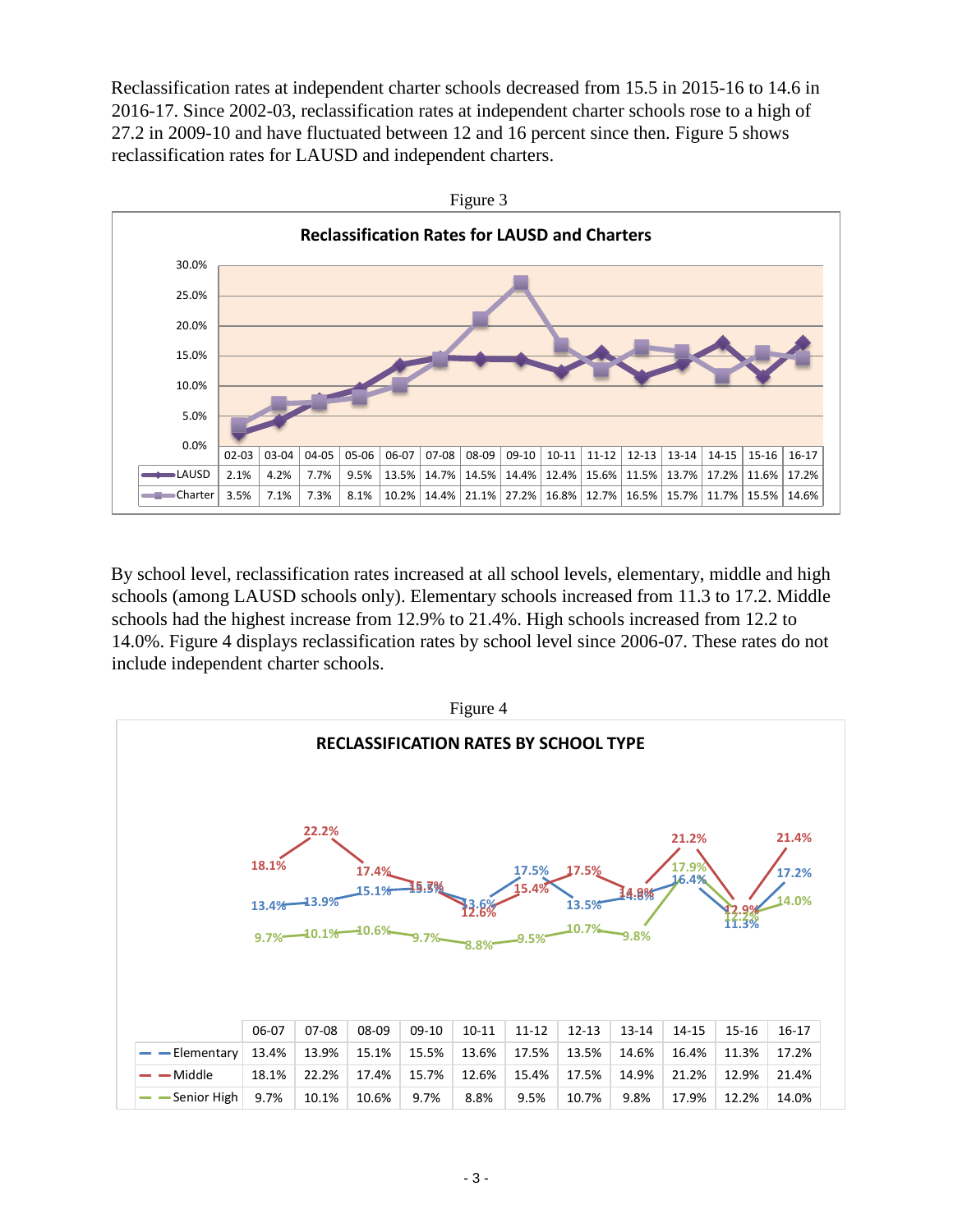Reclassification rates at independent charter schools decreased from 15.5 in 2015-16 to 14.6 in 2016-17. Since 2002-03, reclassification rates at independent charter schools rose to a high of 27.2 in 2009-10 and have fluctuated between 12 and 16 percent since then. Figure 5 shows reclassification rates for LAUSD and independent charters.

Figure 3

**Reclassification Rates for LAUSD and Charters**

| | 02-03 | 03-04 | 04-05 | 05-06 | 06-07 | 07-08 | 08-09 | 09-10 | 10-11 | 11-12 | 12-13 | 13-14 | 14-15 | 15-16 | 16-17 |
|---|---|---|---|---|---|---|---|---|---|---|---|---|---|---|---|
| LAUSD | 2.1% | 4.2% | 7.7% | 9.5% | 13.5% | 14.7% | 14.5% | 14.4% | 12.4% | 15.6% | 11.5% | 13.7% | 17.2% | 11.6% | 17.2% |
| Charter | 3.5% | 7.1% | 7.3% | 8.1% | 10.2% | 14.4% | 21.1% | 27.2% | 16.8% | 12.7% | 16.5% | 15.7% | 11.7% | 15.5% | 14.6% |

By school level, reclassification rates increased at all school levels, elementary, middle and high schools (among LAUSD schools only). Elementary schools increased from 11.3 to 17.2. Middle schools had the highest increase from 12.9% to 21.4%. High schools increased from 12.2 to 14.0%. Figure 4 displays reclassification rates by school level since 2006-07. These rates do not include independent charter schools.

Figure 4

**RECLASSIFICATION RATES BY SCHOOL TYPE**

| | 06-07 | 07-08 | 08-09 | 09-10 | 10-11 | 11-12 | 12-13 | 13-14 | 14-15 | 15-16 | 16-17 |
|---|---|---|---|---|---|---|---|---|---|---|---|
| Elementary | 13.4% | 13.9% | 15.1% | 15.5% | 13.6% | 17.5% | 13.5% | 14.6% | 16.4% | 11.3% | 17.2% |
| Middle | 18.1% | 22.2% | 17.4% | 15.7% | 12.6% | 15.4% | 17.5% | 14.9% | 21.2% | 12.9% | 21.4% |
| Senior High | 9.7% | 10.1% | 10.6% | 9.7% | 8.8% | 9.5% | 10.7% | 9.8% | 17.9% | 12.2% | 14.0% |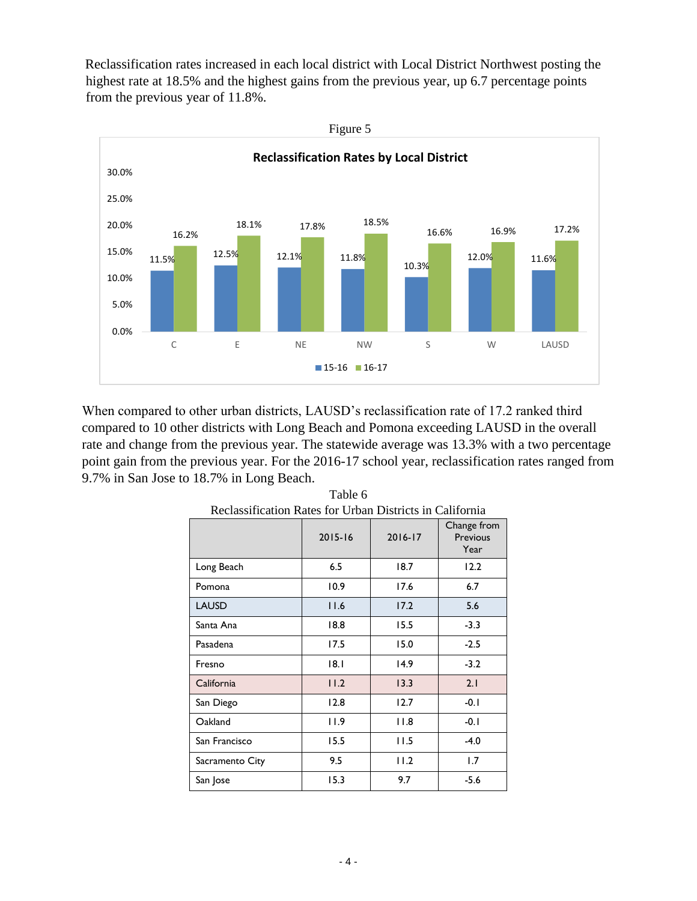Reclassification rates increased in each local district with Local District Northwest posting the highest rate at 18.5% and the highest gains from the previous year, up 6.7 percentage points from the previous year of 11.8%.

Figure 5

**Reclassification Rates by Local District**

| | 15-16 | 16-17 |
|---|---|---|
| C | 11.5% | 16.2% |
| E | 12.5% | 18.1% |
| NE | 12.1% | 17.8% |
| NW | 11.8% | 18.5% |
| S | 10.3% | 16.6% |
| W | 12.0% | 16.9% |
| LAUSD | 11.6% | 17.2% |

When compared to other urban districts, LAUSD's reclassification rate of 17.2 ranked third compared to 10 other districts with Long Beach and Pomona exceeding LAUSD in the overall rate and change from the previous year. The statewide average was 13.3% with a two percentage point gain from the previous year. For the 2016-17 school year, reclassification rates ranged from 9.7% in San Jose to 18.7% in Long Beach.

Table 6
Reclassification Rates for Urban Districts in California

| | 2015-16 | 2016-17 | Change from Previous Year |
|---|---|---|---|
| Long Beach | 6.5 | 18.7 | 12.2 |
| Pomona | 10.9 | 17.6 | 6.7 |
| LAUSD | 11.6 | 17.2 | 5.6 |
| Santa Ana | 18.8 | 15.5 | -3.3 |
| Pasadena | 17.5 | 15.0 | -2.5 |
| Fresno | 18.1 | 14.9 | -3.2 |
| California | 11.2 | 13.3 | 2.1 |
| San Diego | 12.8 | 12.7 | -0.1 |
| Oakland | 11.9 | 11.8 | -0.1 |
| San Francisco | 15.5 | 11.5 | -4.0 |
| Sacramento City | 9.5 | 11.2 | 1.7 |
| San Jose | 15.3 | 9.7 | -5.6 |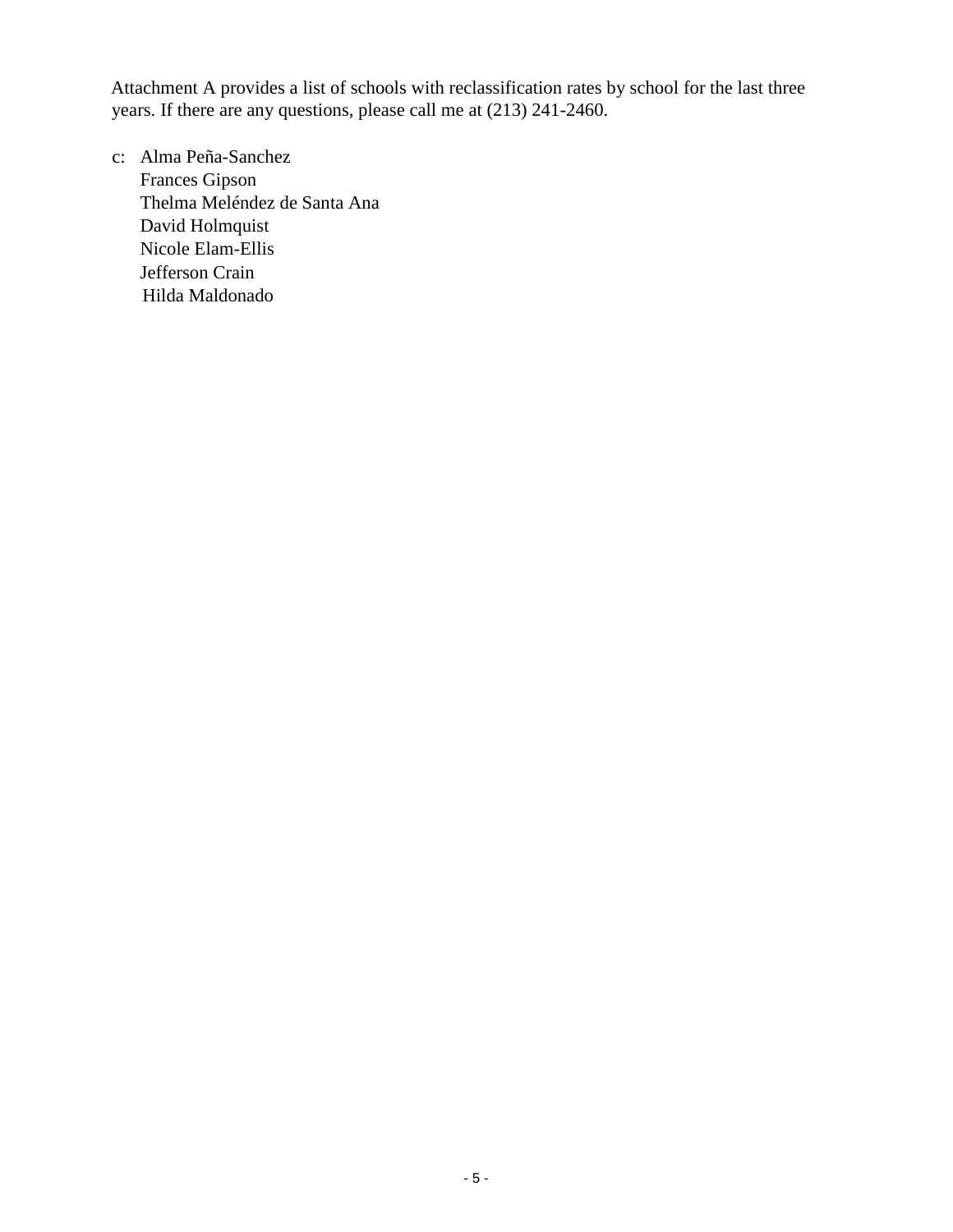Attachment A provides a list of schools with reclassification rates by school for the last three years. If there are any questions, please call me at (213) 241-2460.

c: Alma Peña-Sanchez  
Frances Gipson  
Thelma Meléndez de Santa Ana  
David Holmquist  
Nicole Elam-Ellis  
Jefferson Crain  
Hilda Maldonado